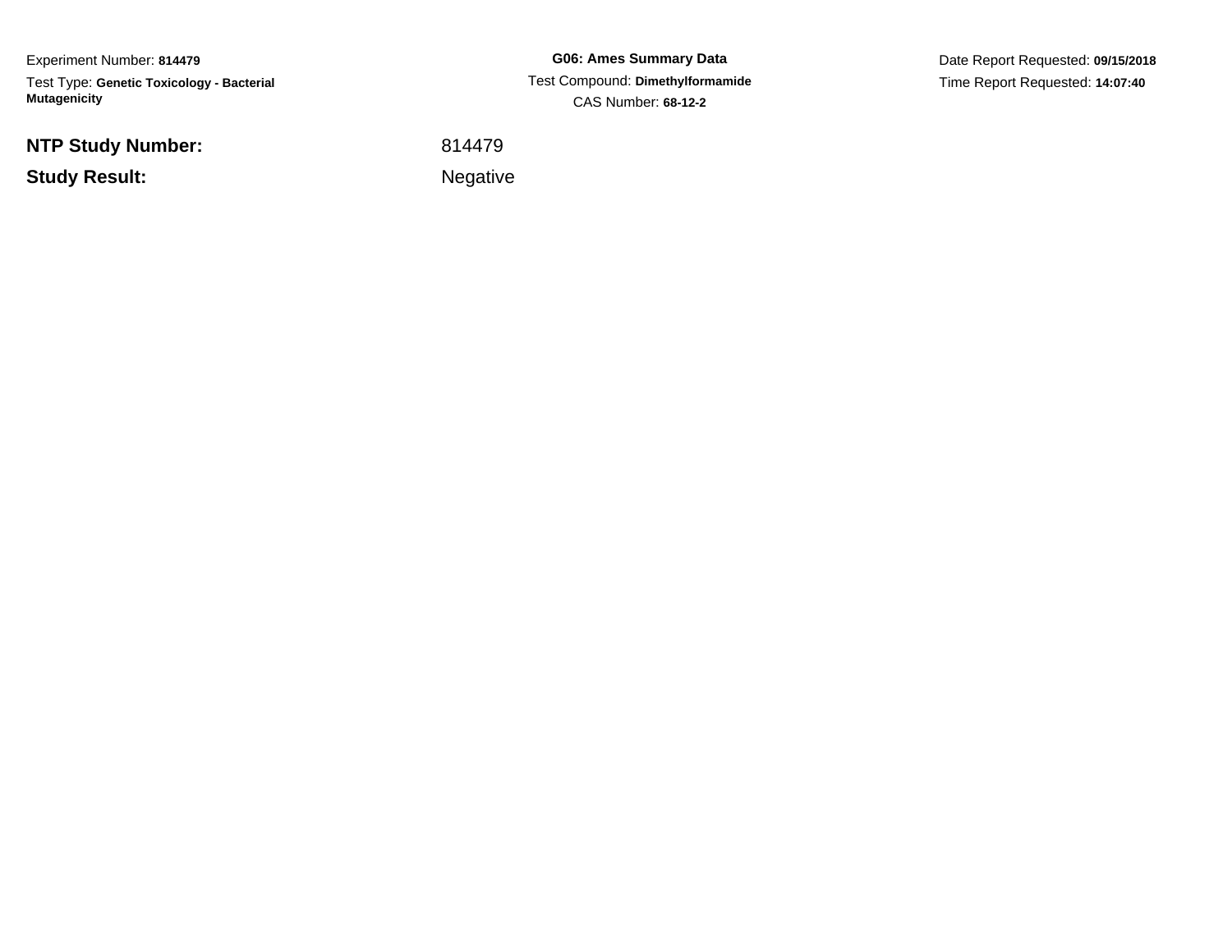Experiment Number: **814479**

Test Type: **Genetic Toxicology - Bacterial Mutagenicity**

**G06: Ames Summary Data**

Test Compound: **Dimethylformamide**

CAS Number: **68-12-2**

Date Report Requested: **09/15/2018**

Time Report Requested: **14:07:40**

**NTP Study Number:** 814479

**Study Result:** Negative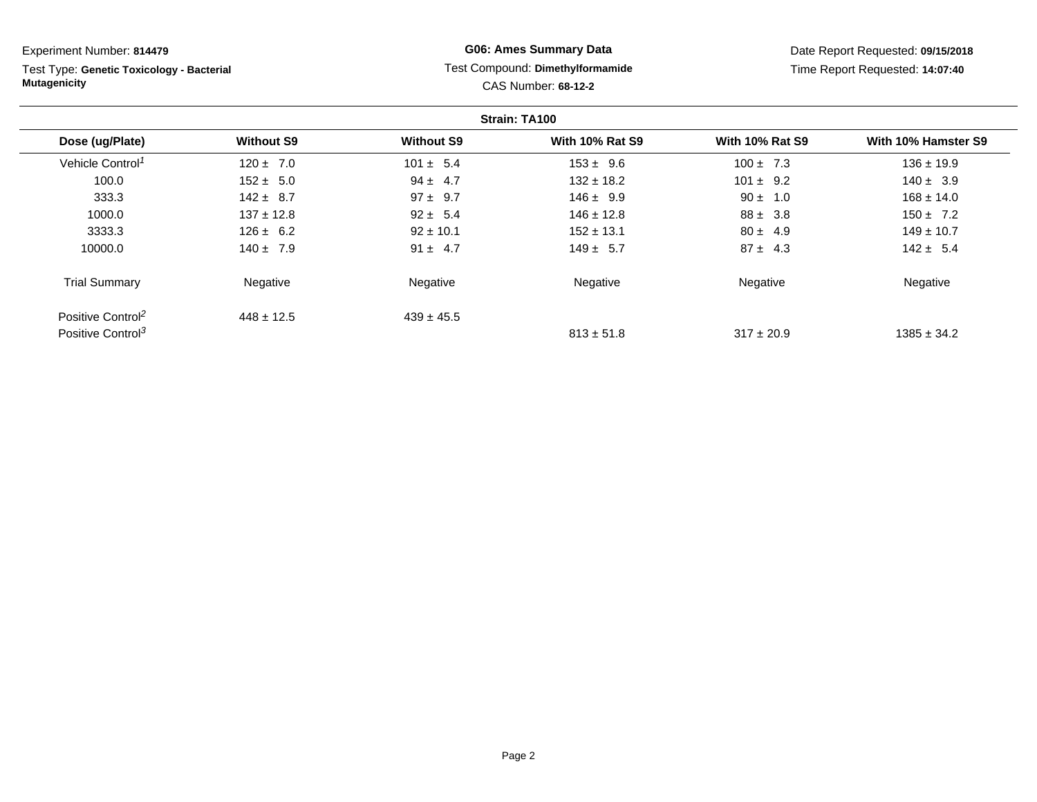Experiment Number: **814479**

Test Type: **Genetic Toxicology - Bacterial Mutagenicity**

**G06: Ames Summary Data**

Test Compound: **Dimethylformamide**

CAS Number: **68-12-2**

Date Report Requested: **09/15/2018**

Time Report Requested: **14:07:40**

**Strain: TA100**

| Dose (ug/Plate) | Without S9 | Without S9 | With 10% Rat S9 | With 10% Rat S9 | With 10% Hamster S9 |
|---|---|---|---|---|---|
| Vehicle Control[1] | 120 ± 7.0 | 101 ± 5.4 | 153 ± 9.6 | 100 ± 7.3 | 136 ± 19.9 |
| 100.0 | 152 ± 5.0 | 94 ± 4.7 | 132 ± 18.2 | 101 ± 9.2 | 140 ± 3.9 |
| 333.3 | 142 ± 8.7 | 97 ± 9.7 | 146 ± 9.9 | 90 ± 1.0 | 168 ± 14.0 |
| 1000.0 | 137 ± 12.8 | 92 ± 5.4 | 146 ± 12.8 | 88 ± 3.8 | 150 ± 7.2 |
| 3333.3 | 126 ± 6.2 | 92 ± 10.1 | 152 ± 13.1 | 80 ± 4.9 | 149 ± 10.7 |
| 10000.0 | 140 ± 7.9 | 91 ± 4.7 | 149 ± 5.7 | 87 ± 4.3 | 142 ± 5.4 |
| Trial Summary | Negative | Negative | Negative | Negative | Negative |
| Positive Control[2] | 448 ± 12.5 | 439 ± 45.5 | | | |
| Positive Control[3] | | | 813 ± 51.8 | 317 ± 20.9 | 1385 ± 34.2 |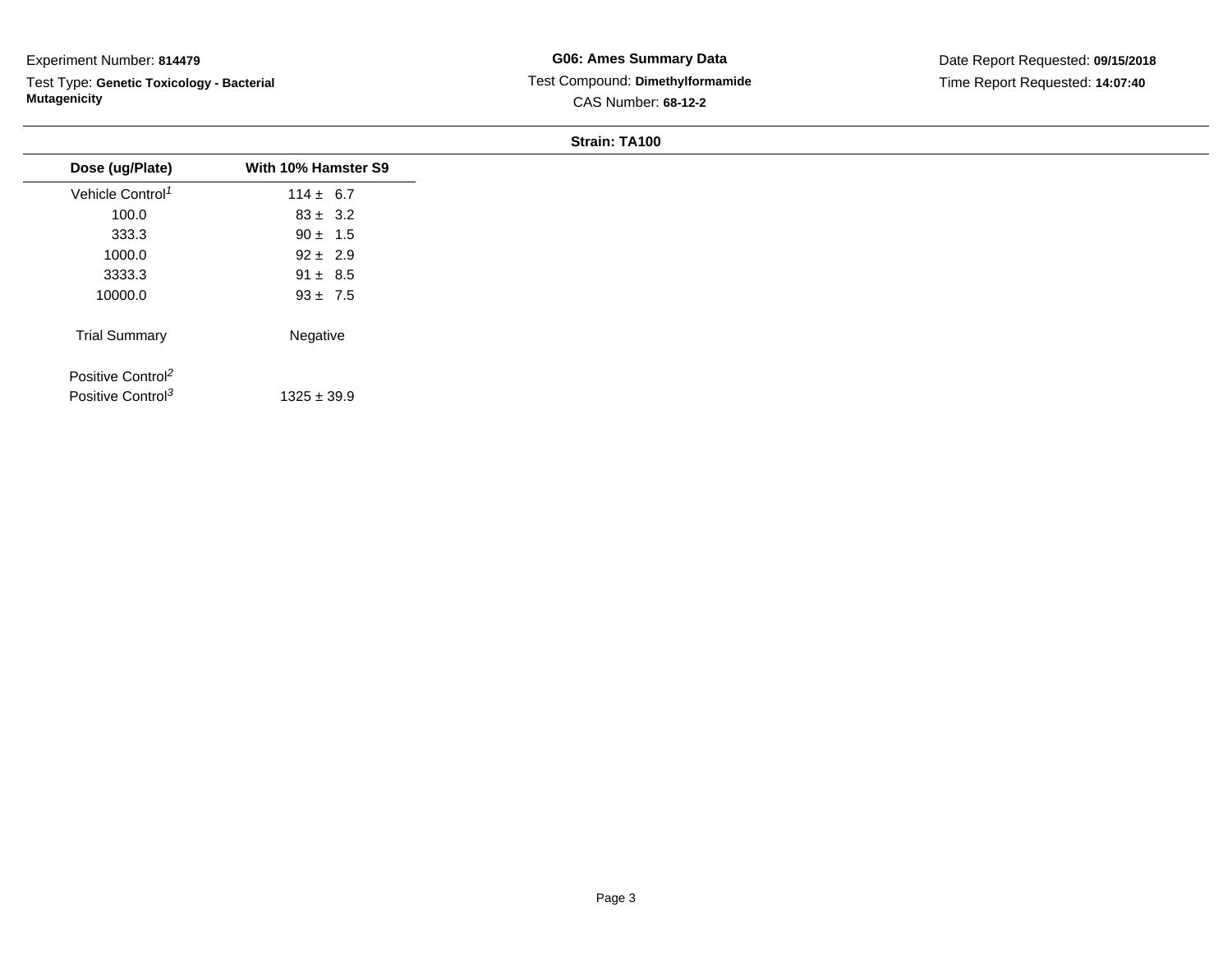Experiment Number: **814479**

Test Type: **Genetic Toxicology - Bacterial Mutagenicity**

**G06: Ames Summary Data**

Test Compound: **Dimethylformamide**

CAS Number: **68-12-2**

Date Report Requested: **09/15/2018**

Time Report Requested: **14:07:40**

**Strain: TA100**

| Dose (ug/Plate) | With 10% Hamster S9 |
|---|---|
| Vehicle Control[1] | 114 ± 6.7 |
| 100.0 | 83 ± 3.2 |
| 333.3 | 90 ± 1.5 |
| 1000.0 | 92 ± 2.9 |
| 3333.3 | 91 ± 8.5 |
| 10000.0 | 93 ± 7.5 |
| Trial Summary | Negative |
| Positive Control[2] | |
| Positive Control[3] | 1325 ± 39.9 |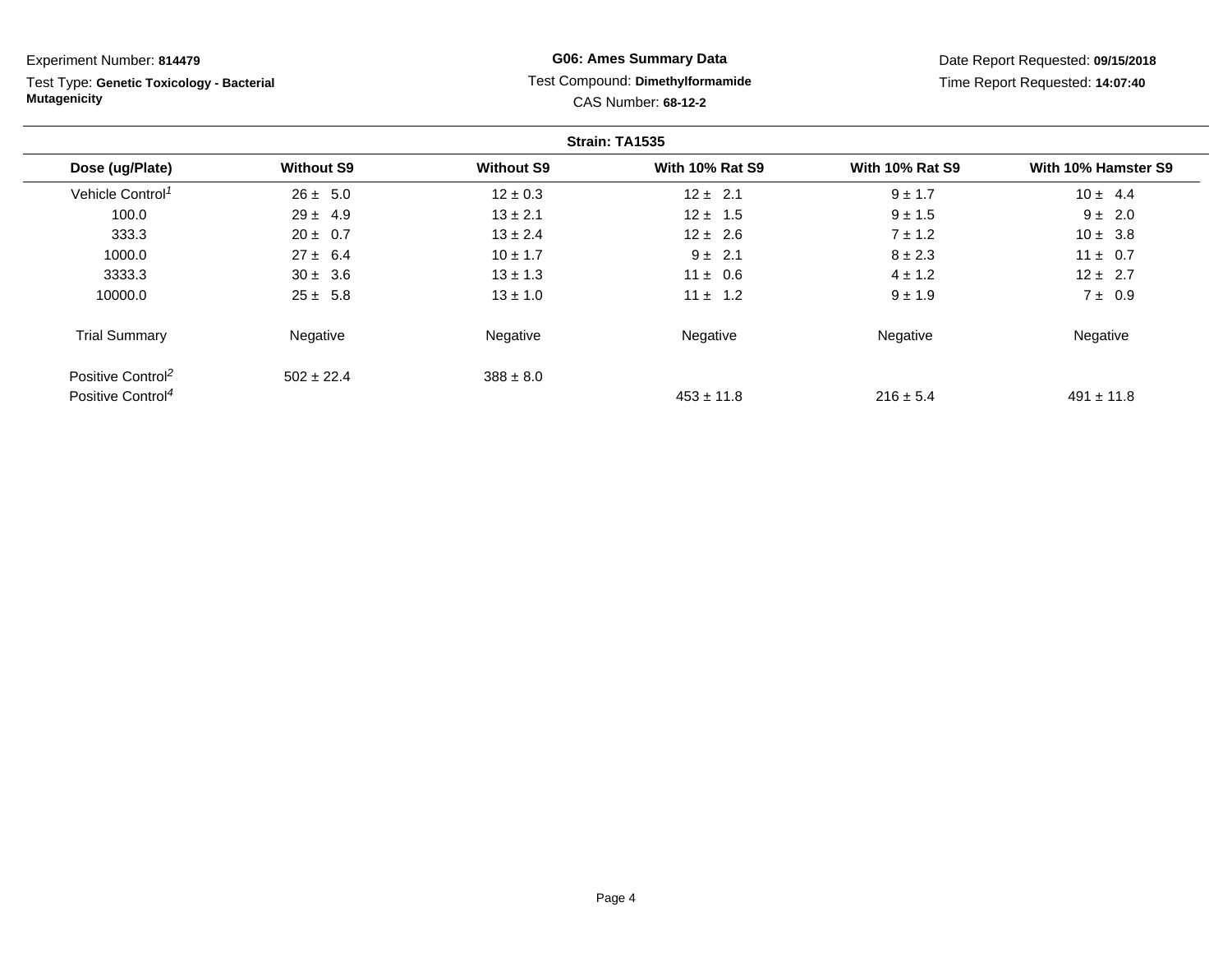Experiment Number: **814479**

Test Type: **Genetic Toxicology - Bacterial Mutagenicity**

**G06: Ames Summary Data**

Test Compound: **Dimethylformamide**

CAS Number: **68-12-2**

Date Report Requested: **09/15/2018**

Time Report Requested: **14:07:40**

**Strain: TA1535**

| Dose (ug/Plate) | Without S9 | Without S9 | With 10% Rat S9 | With 10% Rat S9 | With 10% Hamster S9 |
|---|---|---|---|---|---|
| Vehicle Control[1] | 26 ± 5.0 | 12 ± 0.3 | 12 ± 2.1 | 9 ± 1.7 | 10 ± 4.4 |
| 100.0 | 29 ± 4.9 | 13 ± 2.1 | 12 ± 1.5 | 9 ± 1.5 | 9 ± 2.0 |
| 333.3 | 20 ± 0.7 | 13 ± 2.4 | 12 ± 2.6 | 7 ± 1.2 | 10 ± 3.8 |
| 1000.0 | 27 ± 6.4 | 10 ± 1.7 | 9 ± 2.1 | 8 ± 2.3 | 11 ± 0.7 |
| 3333.3 | 30 ± 3.6 | 13 ± 1.3 | 11 ± 0.6 | 4 ± 1.2 | 12 ± 2.7 |
| 10000.0 | 25 ± 5.8 | 13 ± 1.0 | 11 ± 1.2 | 9 ± 1.9 | 7 ± 0.9 |
| Trial Summary | Negative | Negative | Negative | Negative | Negative |
| Positive Control[2] | 502 ± 22.4 | 388 ± 8.0 | | | |
| Positive Control[4] | | | 453 ± 11.8 | 216 ± 5.4 | 491 ± 11.8 |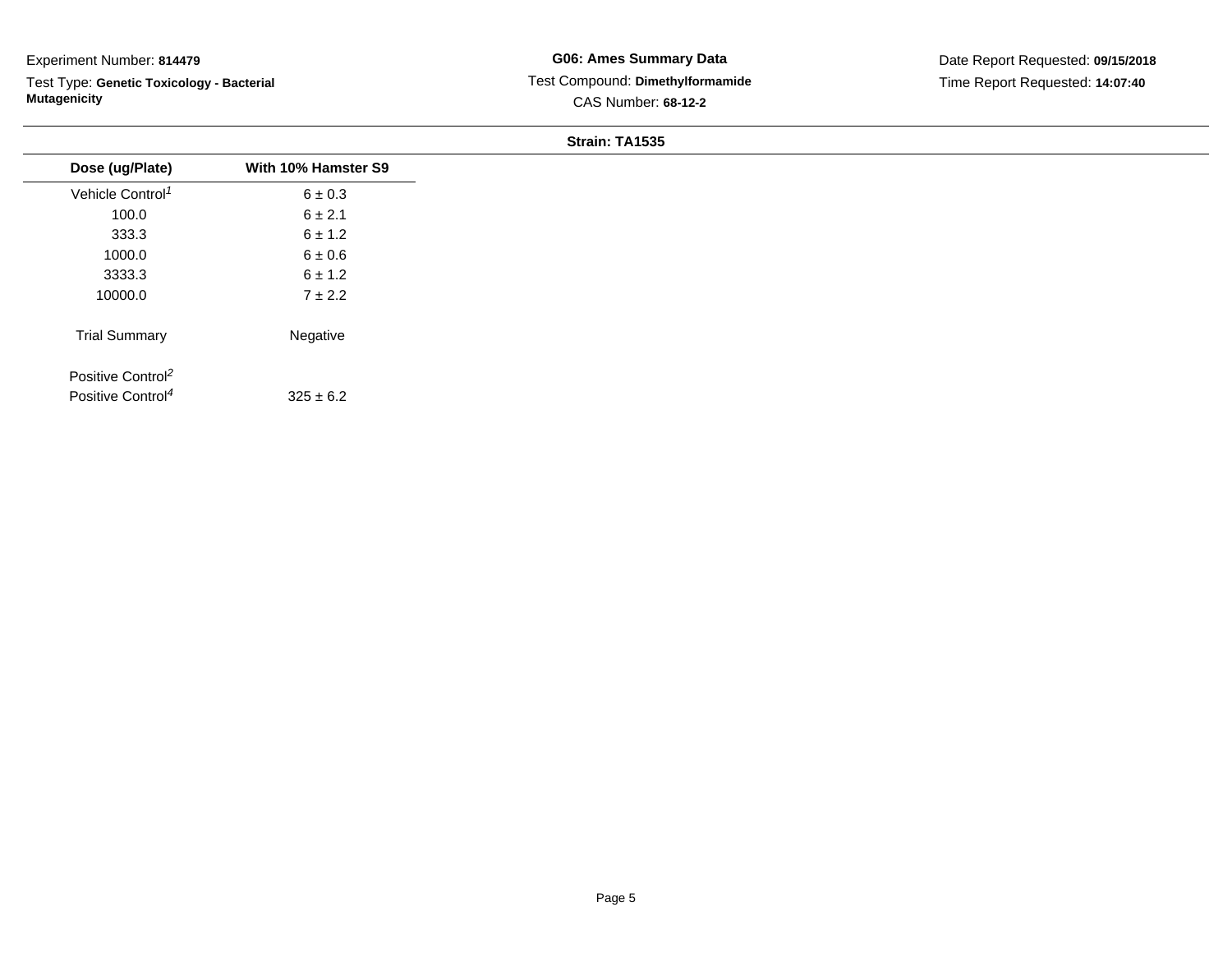Experiment Number: **814479**

Test Type: **Genetic Toxicology - Bacterial Mutagenicity**

**G06: Ames Summary Data**

Test Compound: **Dimethylformamide**

CAS Number: **68-12-2**

Date Report Requested: **09/15/2018**

Time Report Requested: **14:07:40**

**Strain: TA1535**

| Dose (ug/Plate) | With 10% Hamster S9 |
|---|---|
| Vehicle Control[1] | 6 ± 0.3 |
| 100.0 | 6 ± 2.1 |
| 333.3 | 6 ± 1.2 |
| 1000.0 | 6 ± 0.6 |
| 3333.3 | 6 ± 1.2 |
| 10000.0 | 7 ± 2.2 |
| Trial Summary | Negative |
| Positive Control[2] | |
| Positive Control[4] | 325 ± 6.2 |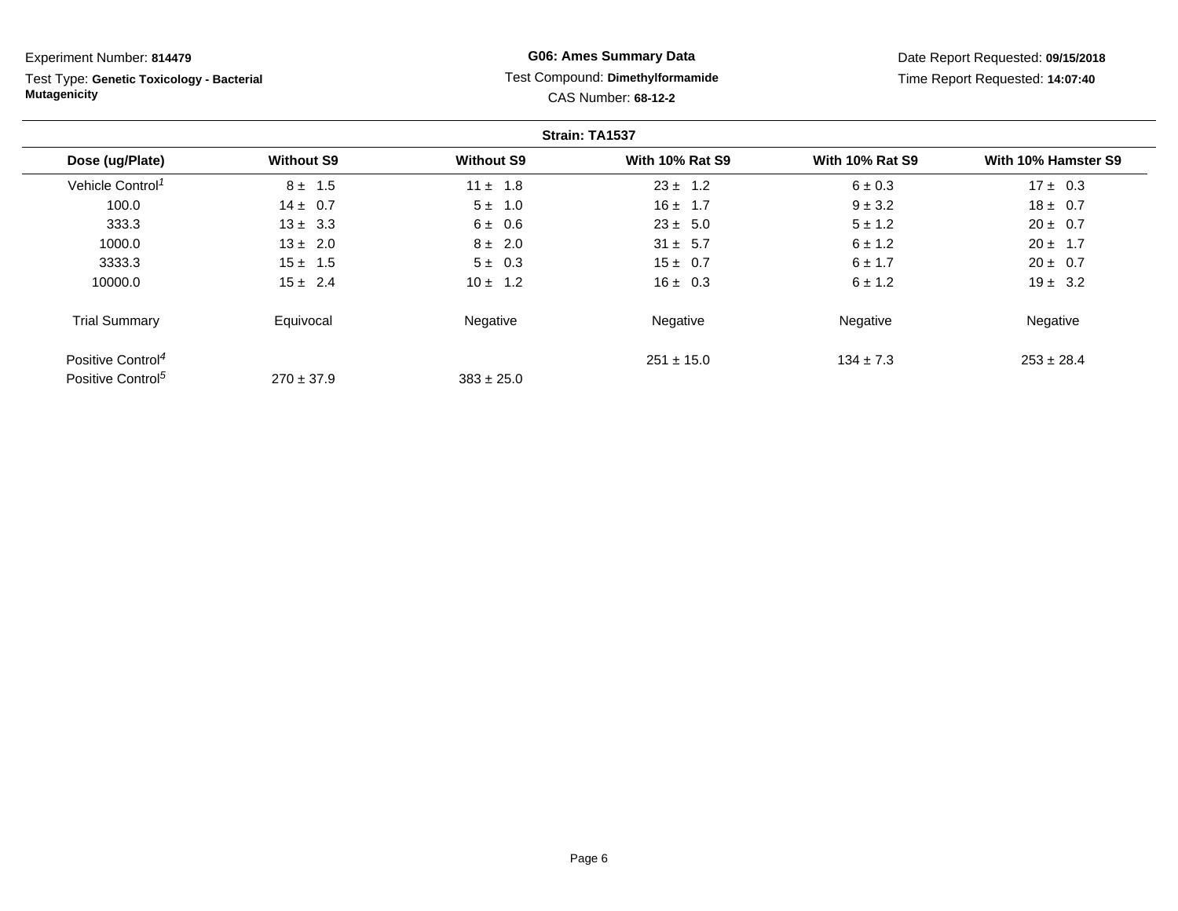Experiment Number: **814479**

Test Type: **Genetic Toxicology - Bacterial Mutagenicity**

**G06: Ames Summary Data**

Test Compound: **Dimethylformamide**

CAS Number: **68-12-2**

Date Report Requested: **09/15/2018**

Time Report Requested: **14:07:40**

**Strain: TA1537**

| Dose (ug/Plate) | Without S9 | Without S9 | With 10% Rat S9 | With 10% Rat S9 | With 10% Hamster S9 |
|---|---|---|---|---|---|
| Vehicle Control[1] | 8 ± 1.5 | 11 ± 1.8 | 23 ± 1.2 | 6 ± 0.3 | 17 ± 0.3 |
| 100.0 | 14 ± 0.7 | 5 ± 1.0 | 16 ± 1.7 | 9 ± 3.2 | 18 ± 0.7 |
| 333.3 | 13 ± 3.3 | 6 ± 0.6 | 23 ± 5.0 | 5 ± 1.2 | 20 ± 0.7 |
| 1000.0 | 13 ± 2.0 | 8 ± 2.0 | 31 ± 5.7 | 6 ± 1.2 | 20 ± 1.7 |
| 3333.3 | 15 ± 1.5 | 5 ± 0.3 | 15 ± 0.7 | 6 ± 1.7 | 20 ± 0.7 |
| 10000.0 | 15 ± 2.4 | 10 ± 1.2 | 16 ± 0.3 | 6 ± 1.2 | 19 ± 3.2 |
| Trial Summary | Equivocal | Negative | Negative | Negative | Negative |
| Positive Control[4] | | | 251 ± 15.0 | 134 ± 7.3 | 253 ± 28.4 |
| Positive Control[5] | 270 ± 37.9 | 383 ± 25.0 | | | |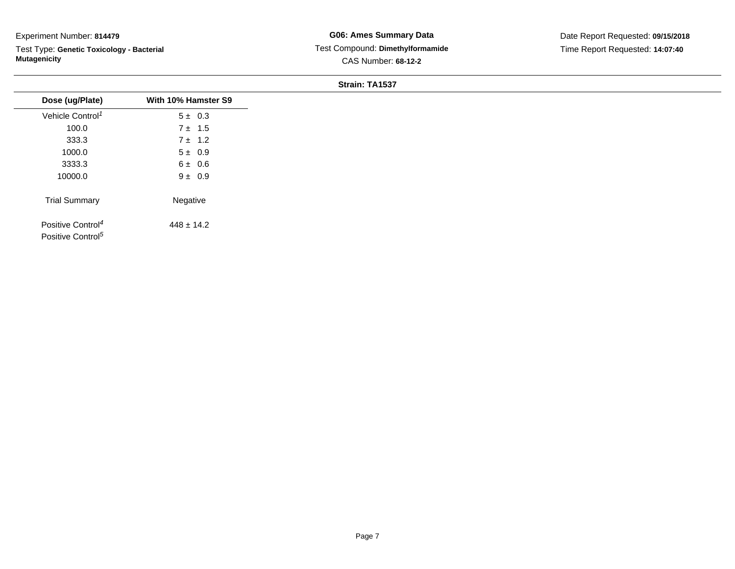Experiment Number: **814479**

Test Type: **Genetic Toxicology - Bacterial Mutagenicity**

**G06: Ames Summary Data**

Test Compound: **Dimethylformamide**

CAS Number: **68-12-2**

Date Report Requested: **09/15/2018**

Time Report Requested: **14:07:40**

**Strain: TA1537**

| Dose (ug/Plate) | With 10% Hamster S9 |
|---|---|
| Vehicle Control[1] | 5 ± 0.3 |
| 100.0 | 7 ± 1.5 |
| 333.3 | 7 ± 1.2 |
| 1000.0 | 5 ± 0.9 |
| 3333.3 | 6 ± 0.6 |
| 10000.0 | 9 ± 0.9 |
| Trial Summary | Negative |
| Positive Control[4] | 448 ± 14.2 |
| Positive Control[5] | |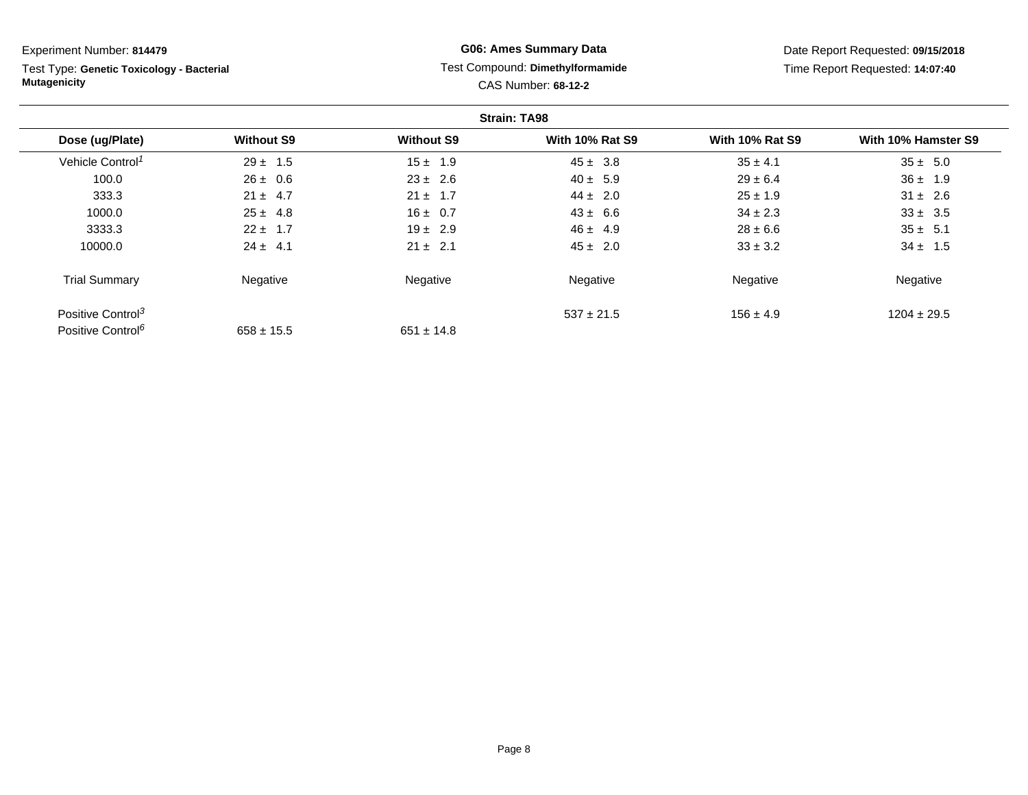Experiment Number: **814479**

Test Type: **Genetic Toxicology - Bacterial Mutagenicity**

**G06: Ames Summary Data**

Test Compound: **Dimethylformamide**

CAS Number: **68-12-2**

Date Report Requested: **09/15/2018**

Time Report Requested: **14:07:40**

**Strain: TA98**

| Dose (ug/Plate) | Without S9 | Without S9 | With 10% Rat S9 | With 10% Rat S9 | With 10% Hamster S9 |
|---|---|---|---|---|---|
| Vehicle Control[1] | 29 ± 1.5 | 15 ± 1.9 | 45 ± 3.8 | 35 ± 4.1 | 35 ± 5.0 |
| 100.0 | 26 ± 0.6 | 23 ± 2.6 | 40 ± 5.9 | 29 ± 6.4 | 36 ± 1.9 |
| 333.3 | 21 ± 4.7 | 21 ± 1.7 | 44 ± 2.0 | 25 ± 1.9 | 31 ± 2.6 |
| 1000.0 | 25 ± 4.8 | 16 ± 0.7 | 43 ± 6.6 | 34 ± 2.3 | 33 ± 3.5 |
| 3333.3 | 22 ± 1.7 | 19 ± 2.9 | 46 ± 4.9 | 28 ± 6.6 | 35 ± 5.1 |
| 10000.0 | 24 ± 4.1 | 21 ± 2.1 | 45 ± 2.0 | 33 ± 3.2 | 34 ± 1.5 |
| Trial Summary | Negative | Negative | Negative | Negative | Negative |
| Positive Control[3] | | | 537 ± 21.5 | 156 ± 4.9 | 1204 ± 29.5 |
| Positive Control[6] | 658 ± 15.5 | 651 ± 14.8 | | | |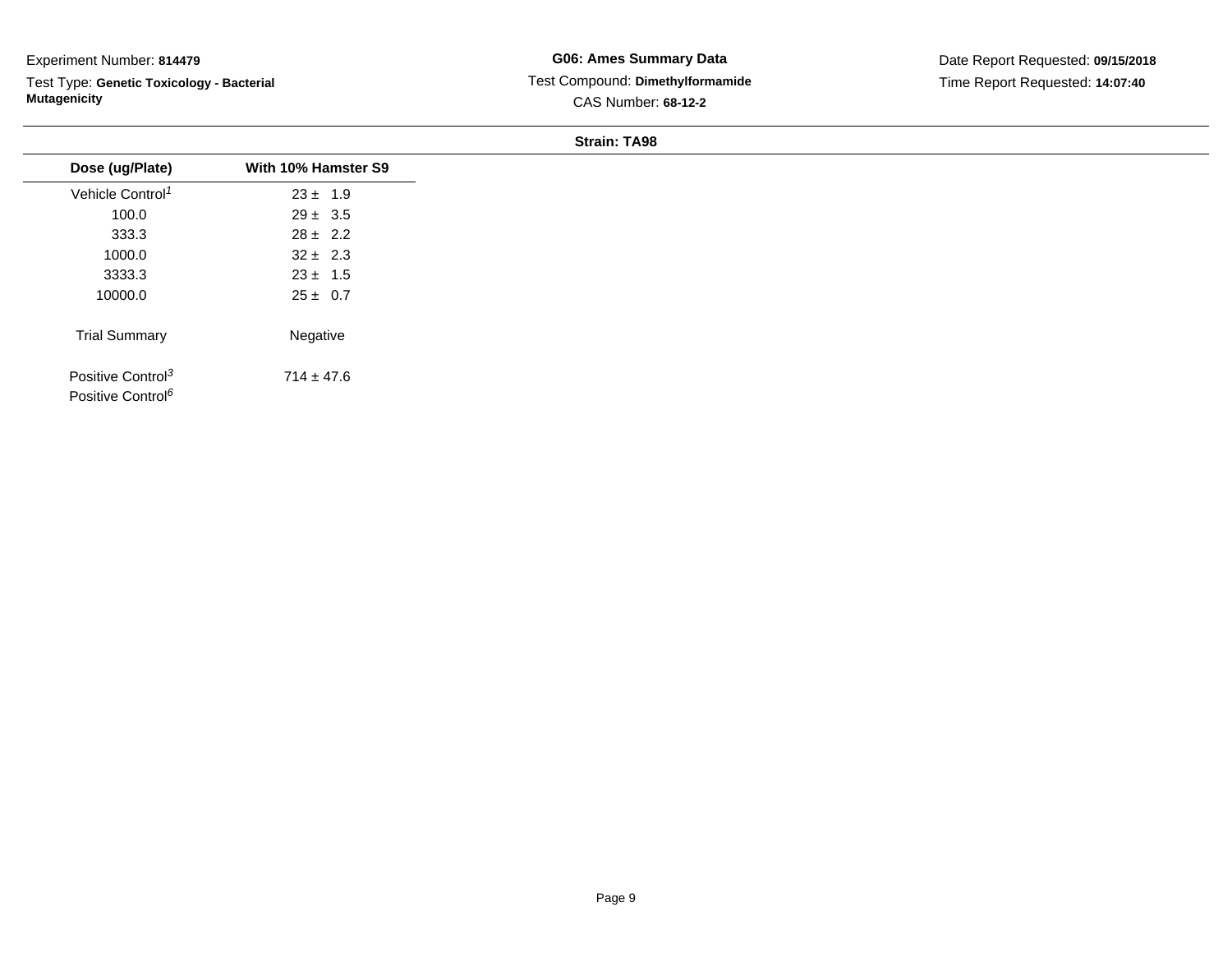Experiment Number: **814479**

Test Type: **Genetic Toxicology - Bacterial Mutagenicity**

**G06: Ames Summary Data**

Test Compound: **Dimethylformamide**

CAS Number: **68-12-2**

Date Report Requested: **09/15/2018**

Time Report Requested: **14:07:40**

**Strain: TA98**

| Dose (ug/Plate) | With 10% Hamster S9 |
|---|---|
| Vehicle Control[1] | 23 ± 1.9 |
| 100.0 | 29 ± 3.5 |
| 333.3 | 28 ± 2.2 |
| 1000.0 | 32 ± 2.3 |
| 3333.3 | 23 ± 1.5 |
| 10000.0 | 25 ± 0.7 |
| Trial Summary | Negative |
| Positive Control[3] | 714 ± 47.6 |
| Positive Control[6] | |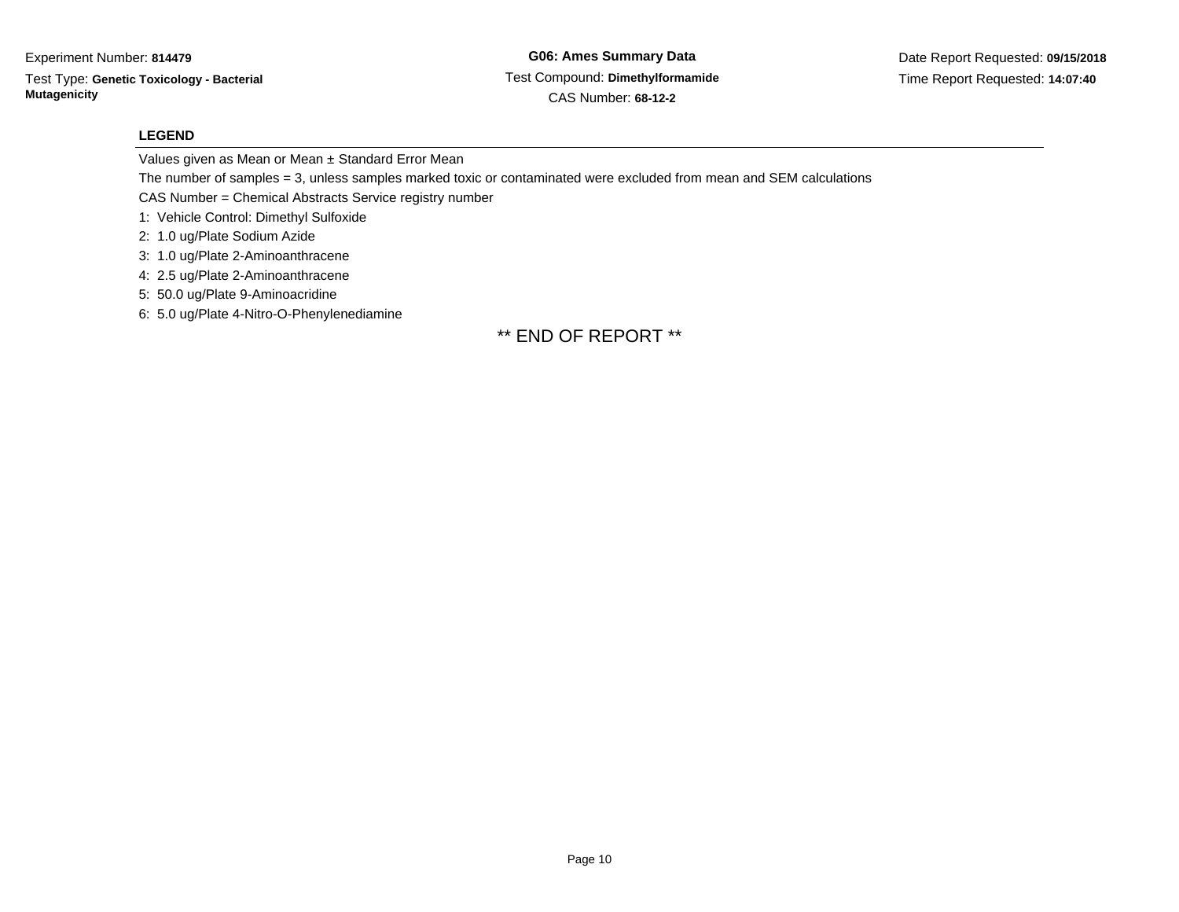### LEGEND

Values given as Mean or Mean ± Standard Error Mean

The number of samples = 3, unless samples marked toxic or contaminated were excluded from mean and SEM calculations

CAS Number = Chemical Abstracts Service registry number

1: Vehicle Control: Dimethyl Sulfoxide

2: 1.0 ug/Plate Sodium Azide

3: 1.0 ug/Plate 2-Aminoanthracene

4: 2.5 ug/Plate 2-Aminoanthracene

5: 50.0 ug/Plate 9-Aminoacridine

6: 5.0 ug/Plate 4-Nitro-O-Phenylenediamine

** END OF REPORT **